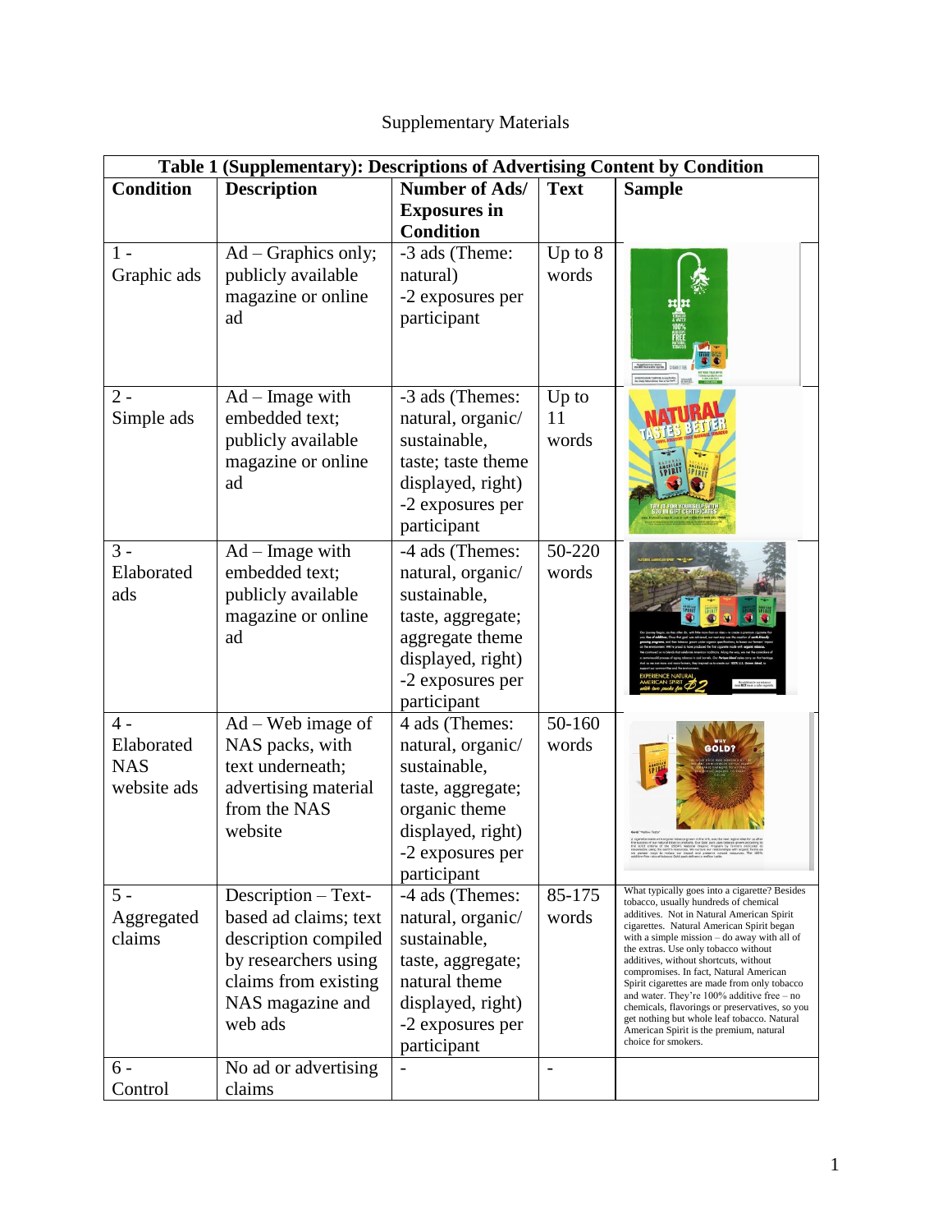Supplementary Materials

| Table 1 (Supplementary): Descriptions of Advertising Content by Condition | | | | |
|---|---|---|---|---|
| **Condition** | **Description** | **Number of Ads/ Exposures in Condition** | **Text** | **Sample** |
| 1 - Graphic ads | Ad – Graphics only; publicly available magazine or online ad | -3 ads (Theme: natural) -2 exposures per participant | Up to 8 words | |
| 2 - Simple ads | Ad – Image with embedded text; publicly available magazine or online ad | -3 ads (Themes: natural, organic/ sustainable, taste; taste theme displayed, right) -2 exposures per participant | Up to 11 words | |
| 3 - Elaborated ads | Ad – Image with embedded text; publicly available magazine or online ad | -4 ads (Themes: natural, organic/ sustainable, taste, aggregate; aggregate theme displayed, right) -2 exposures per participant | 50-220 words | |
| 4 - Elaborated NAS website ads | Ad – Web image of NAS packs, with text underneath; advertising material from the NAS website | 4 ads (Themes: natural, organic/ sustainable, taste, aggregate; organic theme displayed, right) -2 exposures per participant | 50-160 words | |
| 5 - Aggregated claims | Description – Text-based ad claims; text description compiled by researchers using claims from existing NAS magazine and web ads | -4 ads (Themes: natural, organic/ sustainable, taste, aggregate; natural theme displayed, right) -2 exposures per participant | 85-175 words | What typically goes into a cigarette? Besides tobacco, usually hundreds of chemical additives. Not in Natural American Spirit cigarettes. Natural American Spirit began with a simple mission – do away with all of the extras. Use only tobacco without additives, without shortcuts, without compromises. In fact, Natural American Spirit cigarettes are made from only tobacco and water. They're 100% additive free – no chemicals, flavorings or preservatives, so you get nothing but whole leaf tobacco. Natural American Spirit is the premium, natural choice for smokers. |
| 6 - Control | No ad or advertising claims | - | - | |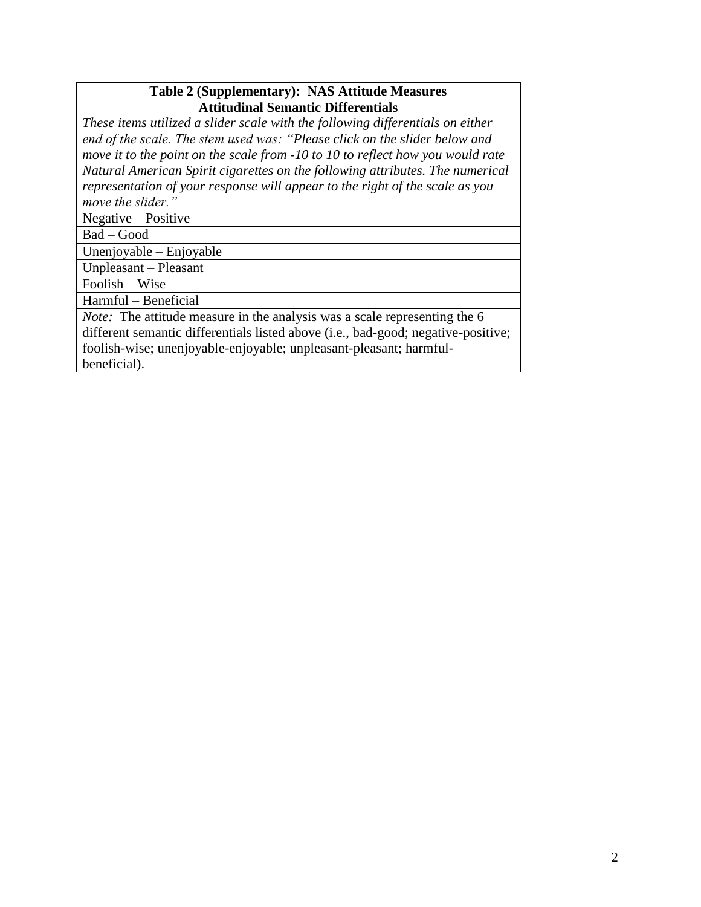| Table 2 (Supplementary): NAS Attitude Measures |
| --- |
| **Attitudinal Semantic Differentials** |
| *These items utilized a slider scale with the following differentials on either end of the scale. The stem used was: "Please click on the slider below and move it to the point on the scale from -10 to 10 to reflect how you would rate Natural American Spirit cigarettes on the following attributes. The numerical representation of your response will appear to the right of the scale as you move the slider."* |
| Negative – Positive |
| Bad – Good |
| Unenjoyable – Enjoyable |
| Unpleasant – Pleasant |
| Foolish – Wise |
| Harmful – Beneficial |
| *Note:* The attitude measure in the analysis was a scale representing the 6 different semantic differentials listed above (i.e., bad-good; negative-positive; foolish-wise; unenjoyable-enjoyable; unpleasant-pleasant; harmful-beneficial). |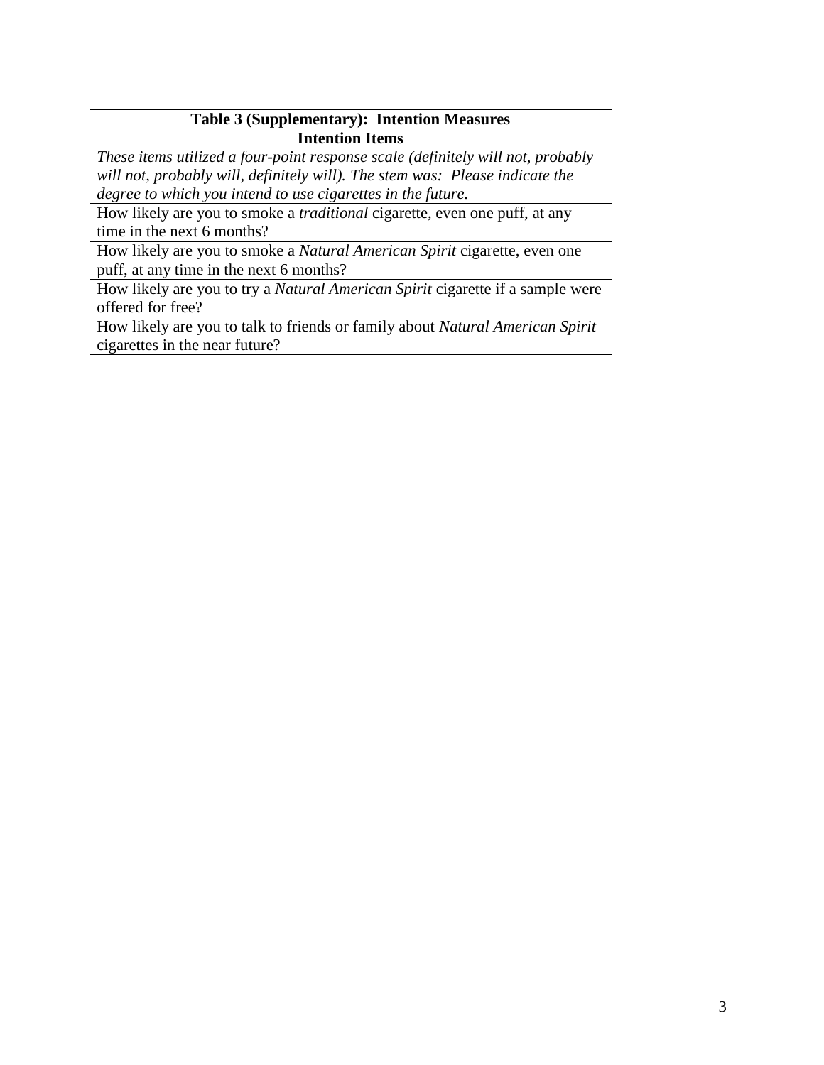| Table 3 (Supplementary): Intention Measures |
|---|
| **Intention Items** |
| *These items utilized a four-point response scale (definitely will not, probably will not, probably will, definitely will). The stem was: Please indicate the degree to which you intend to use cigarettes in the future.* |
| How likely are you to smoke a *traditional* cigarette, even one puff, at any time in the next 6 months? |
| How likely are you to smoke a *Natural American Spirit* cigarette, even one puff, at any time in the next 6 months? |
| How likely are you to try a *Natural American Spirit* cigarette if a sample were offered for free? |
| How likely are you to talk to friends or family about *Natural American Spirit* cigarettes in the near future? |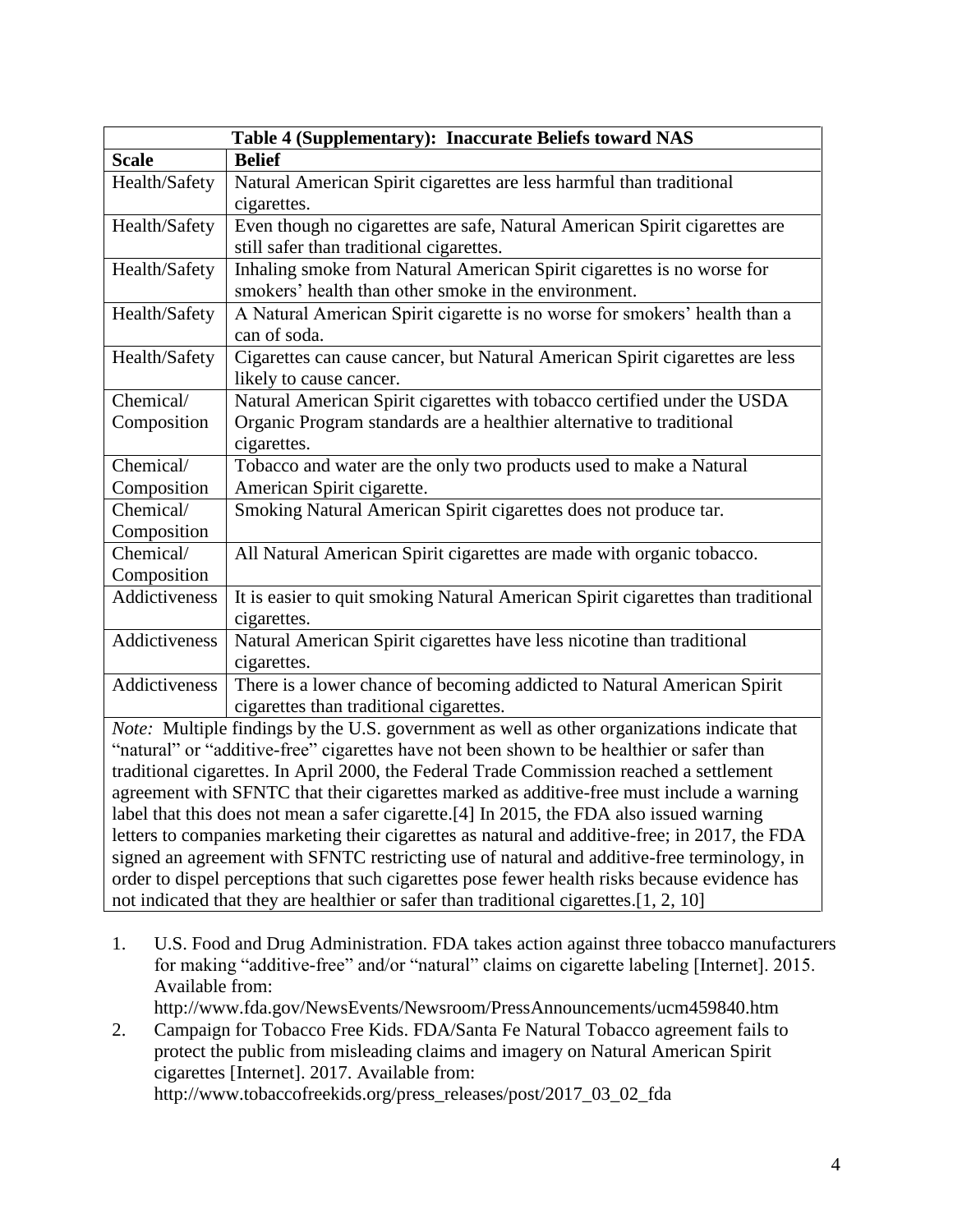| Table 4 (Supplementary): Inaccurate Beliefs toward NAS | |
|---|---|
| **Scale** | **Belief** |
| Health/Safety | Natural American Spirit cigarettes are less harmful than traditional cigarettes. |
| Health/Safety | Even though no cigarettes are safe, Natural American Spirit cigarettes are still safer than traditional cigarettes. |
| Health/Safety | Inhaling smoke from Natural American Spirit cigarettes is no worse for smokers' health than other smoke in the environment. |
| Health/Safety | A Natural American Spirit cigarette is no worse for smokers' health than a can of soda. |
| Health/Safety | Cigarettes can cause cancer, but Natural American Spirit cigarettes are less likely to cause cancer. |
| Chemical/ Composition | Natural American Spirit cigarettes with tobacco certified under the USDA Organic Program standards are a healthier alternative to traditional cigarettes. |
| Chemical/ Composition | Tobacco and water are the only two products used to make a Natural American Spirit cigarette. |
| Chemical/ Composition | Smoking Natural American Spirit cigarettes does not produce tar. |
| Chemical/ Composition | All Natural American Spirit cigarettes are made with organic tobacco. |
| Addictiveness | It is easier to quit smoking Natural American Spirit cigarettes than traditional cigarettes. |
| Addictiveness | Natural American Spirit cigarettes have less nicotine than traditional cigarettes. |
| Addictiveness | There is a lower chance of becoming addicted to Natural American Spirit cigarettes than traditional cigarettes. |

*Note:* Multiple findings by the U.S. government as well as other organizations indicate that "natural" or "additive-free" cigarettes have not been shown to be healthier or safer than traditional cigarettes. In April 2000, the Federal Trade Commission reached a settlement agreement with SFNTC that their cigarettes marked as additive-free must include a warning label that this does not mean a safer cigarette.[4] In 2015, the FDA also issued warning letters to companies marketing their cigarettes as natural and additive-free; in 2017, the FDA signed an agreement with SFNTC restricting use of natural and additive-free terminology, in order to dispel perceptions that such cigarettes pose fewer health risks because evidence has not indicated that they are healthier or safer than traditional cigarettes.[1, 2, 10]

1. U.S. Food and Drug Administration. FDA takes action against three tobacco manufacturers for making "additive-free" and/or "natural" claims on cigarette labeling [Internet]. 2015. Available from: http://www.fda.gov/NewsEvents/Newsroom/PressAnnouncements/ucm459840.htm
2. Campaign for Tobacco Free Kids. FDA/Santa Fe Natural Tobacco agreement fails to protect the public from misleading claims and imagery on Natural American Spirit cigarettes [Internet]. 2017. Available from: http://www.tobaccofreekids.org/press_releases/post/2017_03_02_fda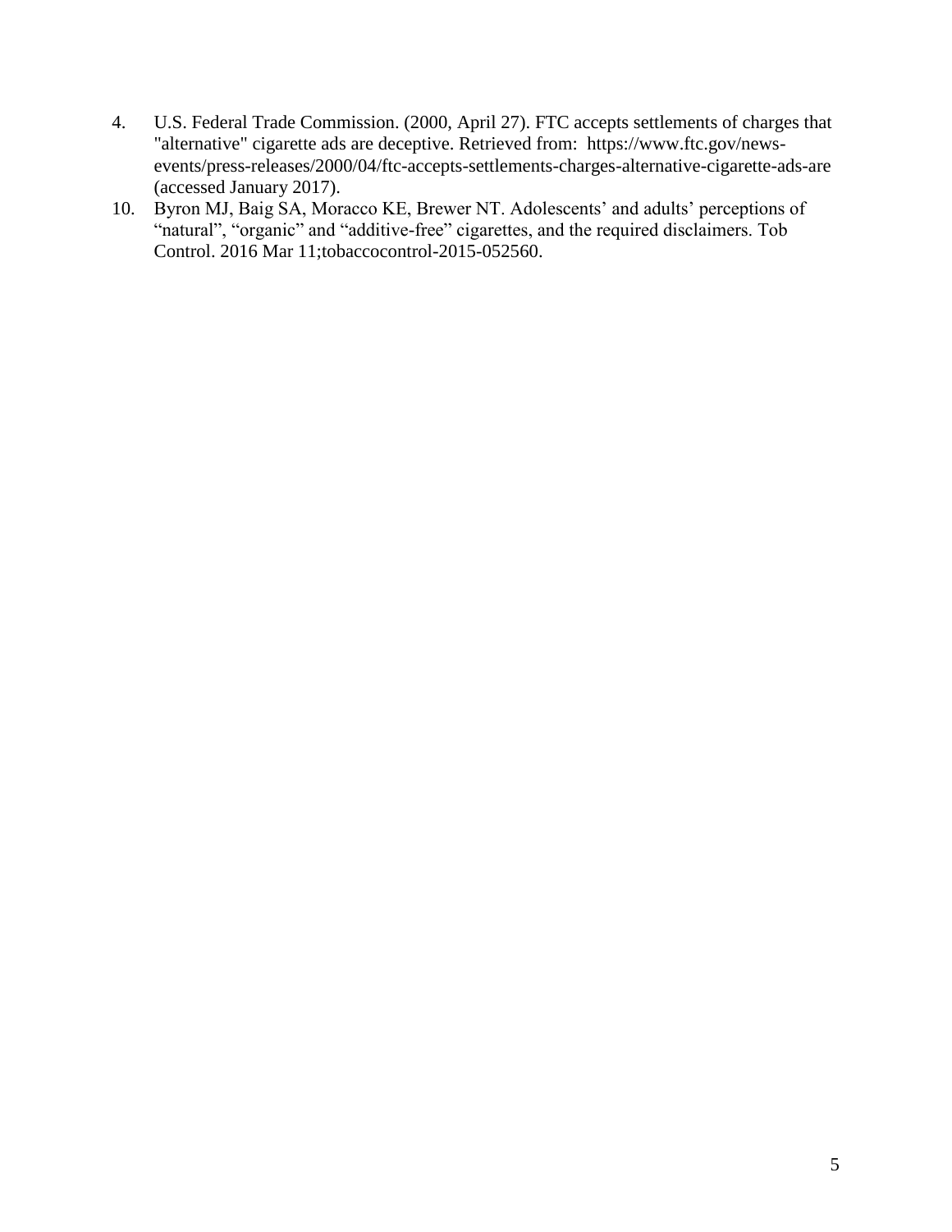4. U.S. Federal Trade Commission. (2000, April 27). FTC accepts settlements of charges that "alternative" cigarette ads are deceptive. Retrieved from: https://www.ftc.gov/news-events/press-releases/2000/04/ftc-accepts-settlements-charges-alternative-cigarette-ads-are (accessed January 2017).
10. Byron MJ, Baig SA, Moracco KE, Brewer NT. Adolescents' and adults' perceptions of "natural", "organic" and "additive-free" cigarettes, and the required disclaimers. Tob Control. 2016 Mar 11;tobaccocontrol-2015-052560.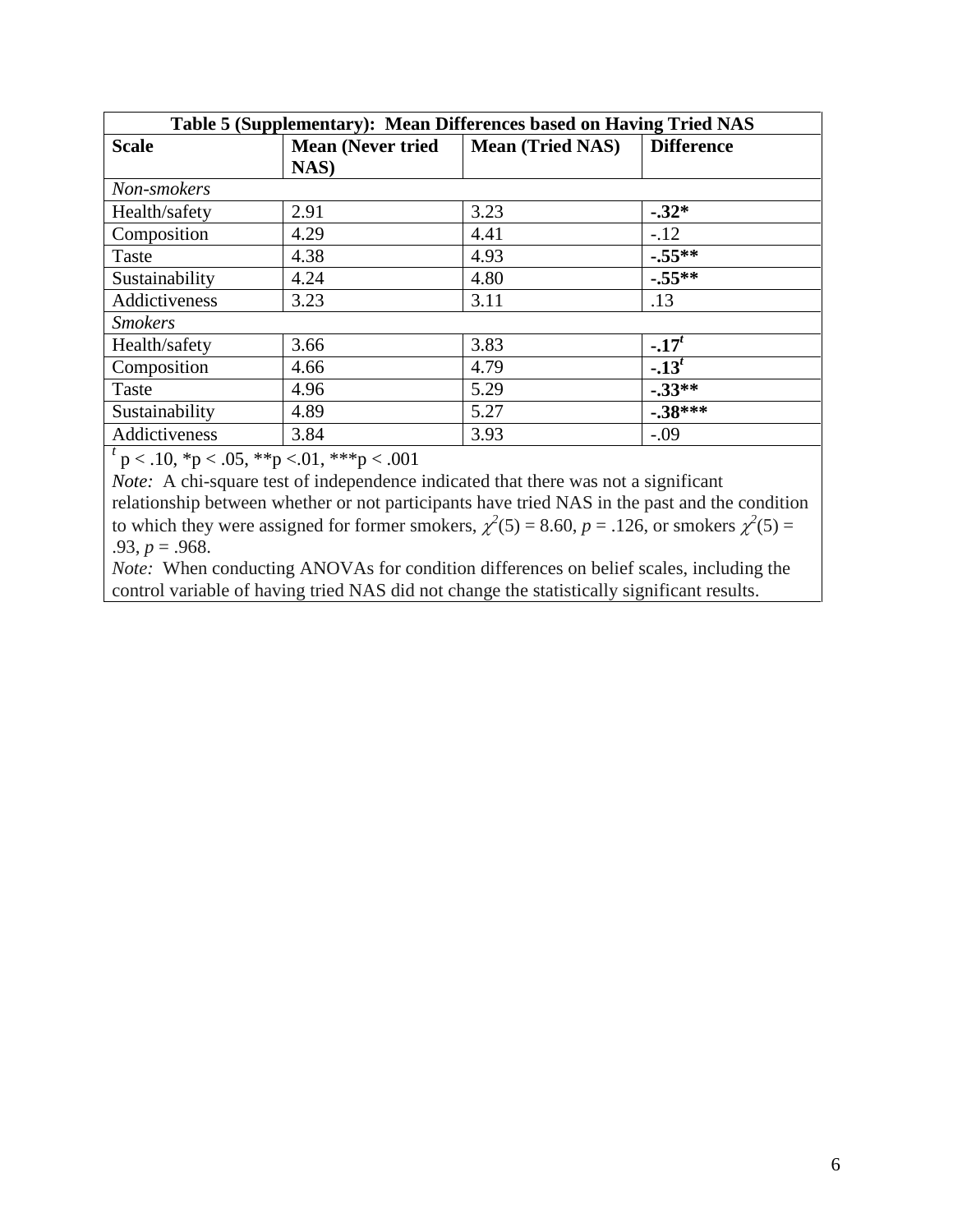**Table 5 (Supplementary): Mean Differences based on Having Tried NAS**

| Scale | Mean (Never tried NAS) | Mean (Tried NAS) | Difference |
|---|---|---|---|
| *Non-smokers* | | | |
| Health/safety | 2.91 | 3.23 | **-.32*** |
| Composition | 4.29 | 4.41 | -.12 |
| Taste | 4.38 | 4.93 | **-.55**** |
| Sustainability | 4.24 | 4.80 | **-.55**** |
| Addictiveness | 3.23 | 3.11 | .13 |
| *Smokers* | | | |
| Health/safety | 3.66 | 3.83 | **-.17**[t] |
| Composition | 4.66 | 4.79 | **-.13**[t] |
| Taste | 4.96 | 5.29 | **-.33**** |
| Sustainability | 4.89 | 5.27 | **-.38***** |
| Addictiveness | 3.84 | 3.93 | -.09 |

[t] p < .10, *p < .05, **p <.01, ***p < .001

*Note:* A chi-square test of independence indicated that there was not a significant relationship between whether or not participants have tried NAS in the past and the condition to which they were assigned for former smokers, $\chi^2(5) = 8.60$, $p = .126$, or smokers $\chi^2(5) = .93$, $p = .968$.

*Note:* When conducting ANOVAs for condition differences on belief scales, including the control variable of having tried NAS did not change the statistically significant results.